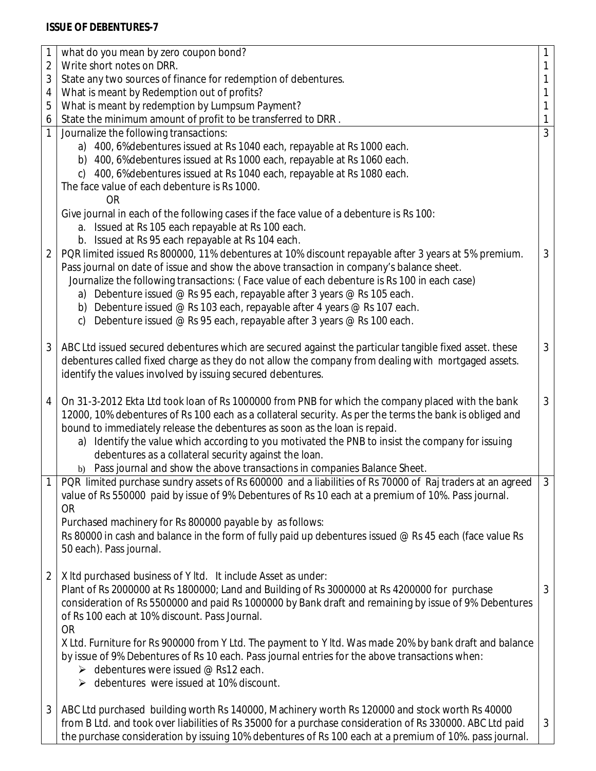**ISSUE OF DEBENTURES-7**

| | | |
|---|---|---|
| 1 | what do you mean by zero coupon bond? | 1 |
| 2 | Write short notes on DRR. | 1 |
| 3 | State any two sources of finance for redemption of debentures. | 1 |
| 4 | What is meant by Redemption out of profits? | 1 |
| 5 | What is meant by redemption by Lumpsum Payment? | 1 |
| 6 | State the minimum amount of profit to be transferred to DRR . | 1 |
| 1 | Journalize the following transactions:<br>a) 400, 6%debentures issued at Rs 1040 each, repayable at Rs 1000 each.<br>b) 400, 6%debentures issued at Rs 1000 each, repayable at Rs 1060 each.<br>c) 400, 6%debentures issued at Rs 1040 each, repayable at Rs 1080 each.<br>The face value of each debenture is Rs 1000.<br>OR<br>Give journal in each of the following cases if the face value of a debenture is Rs 100:<br>a. Issued at Rs 105 each repayable at Rs 100 each.<br>b. Issued at Rs 95 each repayable at Rs 104 each. | 3 |
| 2 | PQR limited issued Rs 800000, 11% debentures at 10% discount repayable after 3 years at 5% premium. Pass journal on date of issue and show the above transaction in company's balance sheet.<br>Journalize the following transactions: ( Face value of each debenture is Rs 100 in each case)<br>a) Debenture issued @ Rs 95 each, repayable after 3 years @ Rs 105 each.<br>b) Debenture issued @ Rs 103 each, repayable after 4 years @ Rs 107 each.<br>c) Debenture issued @ Rs 95 each, repayable after 3 years @ Rs 100 each. | 3 |
| 3 | ABC Ltd issued secured debentures which are secured against the particular tangible fixed asset. these debentures called fixed charge as they do not allow the company from dealing with mortgaged assets. identify the values involved by issuing secured debentures. | 3 |
| 4 | On 31-3-2012 Ekta Ltd took loan of Rs 1000000 from PNB for which the company placed with the bank 12000, 10% debentures of Rs 100 each as a collateral security. As per the terms the bank is obliged and bound to immediately release the debentures as soon as the loan is repaid.<br>a) Identify the value which according to you motivated the PNB to insist the company for issuing debentures as a collateral security against the loan.<br>b) Pass journal and show the above transactions in companies Balance Sheet. | 3 |
| 1 | PQR limited purchase sundry assets of Rs 600000 and a liabilities of Rs 70000 of Raj traders at an agreed value of Rs 550000 paid by issue of 9% Debentures of Rs 10 each at a premium of 10%. Pass journal.<br>OR<br>Purchased machinery for Rs 800000 payable by as follows:<br>Rs 80000 in cash and balance in the form of fully paid up debentures issued @ Rs 45 each (face value Rs 50 each). Pass journal. | 3 |
| 2 | X ltd purchased business of Y ltd. It include Asset as under:<br>Plant of Rs 2000000 at Rs 1800000; Land and Building of Rs 3000000 at Rs 4200000 for purchase consideration of Rs 5500000 and paid Rs 1000000 by Bank draft and remaining by issue of 9% Debentures of Rs 100 each at 10% discount. Pass Journal.<br>OR<br>X Ltd. Furniture for Rs 900000 from Y Ltd. The payment to Y ltd. Was made 20% by bank draft and balance by issue of 9% Debentures of Rs 10 each. Pass journal entries for the above transactions when:<br>➢ debentures were issued @ Rs12 each.<br>➢ debentures were issued at 10% discount. | 3 |
| 3 | ABC Ltd purchased building worth Rs 140000, Machinery worth Rs 120000 and stock worth Rs 40000 from B Ltd. and took over liabilities of Rs 35000 for a purchase consideration of Rs 330000. ABC Ltd paid the purchase consideration by issuing 10% debentures of Rs 100 each at a premium of 10%. pass journal. | 3 |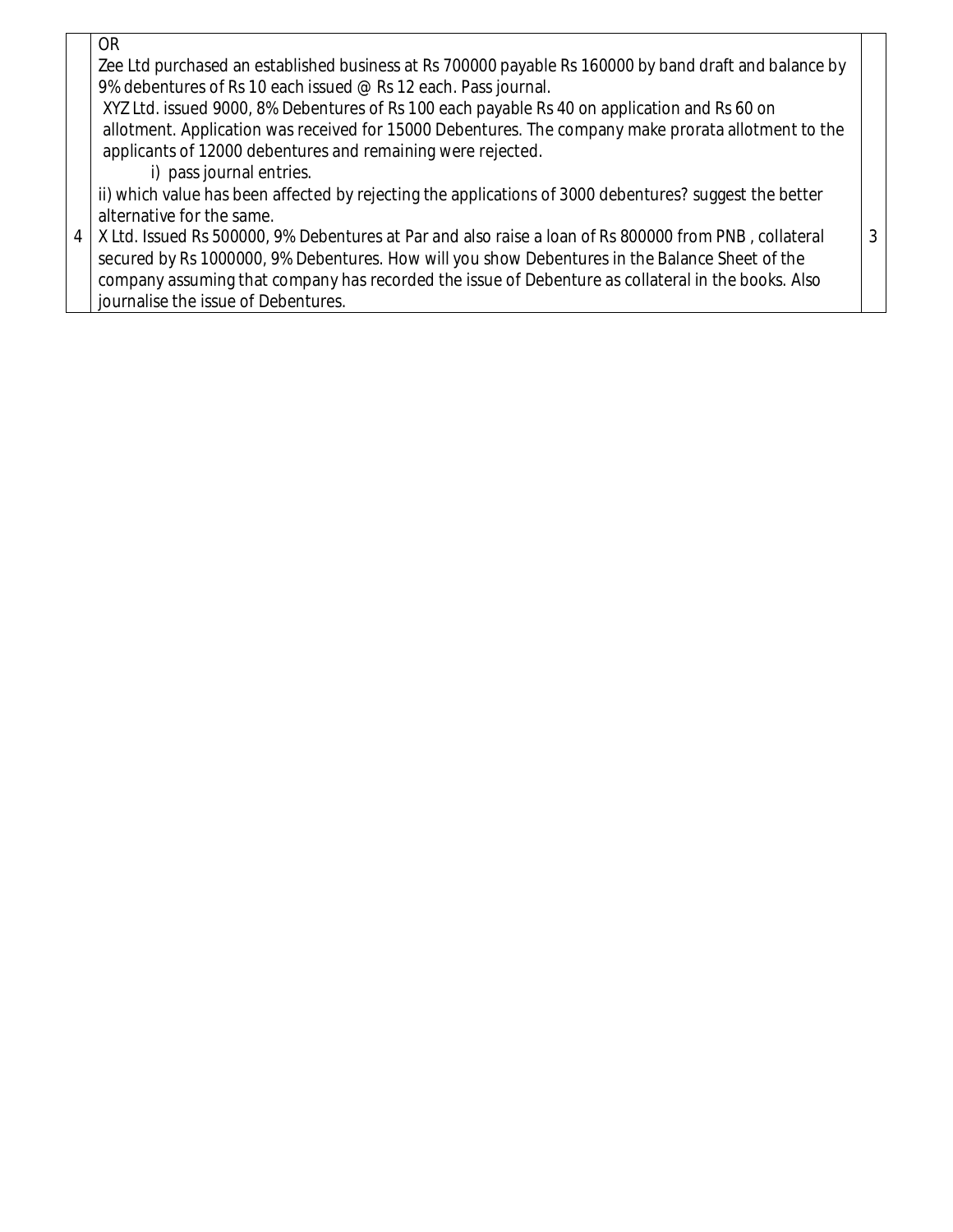OR

Zee Ltd purchased an established business at Rs 700000 payable Rs 160000 by band draft and balance by 9% debentures of Rs 10 each issued @ Rs 12 each. Pass journal.

XYZ Ltd. issued 9000, 8% Debentures of Rs 100 each payable Rs 40 on application and Rs 60 on allotment. Application was received for 15000 Debentures. The company make prorata allotment to the applicants of 12000 debentures and remaining were rejected.

i) pass journal entries.

ii) which value has been affected by rejecting the applications of 3000 debentures? suggest the better alternative for the same.

4 X Ltd. Issued Rs 500000, 9% Debentures at Par and also raise a loan of Rs 800000 from PNB , collateral secured by Rs 1000000, 9% Debentures. How will you show Debentures in the Balance Sheet of the company assuming that company has recorded the issue of Debenture as collateral in the books. Also journalise the issue of Debentures. 3